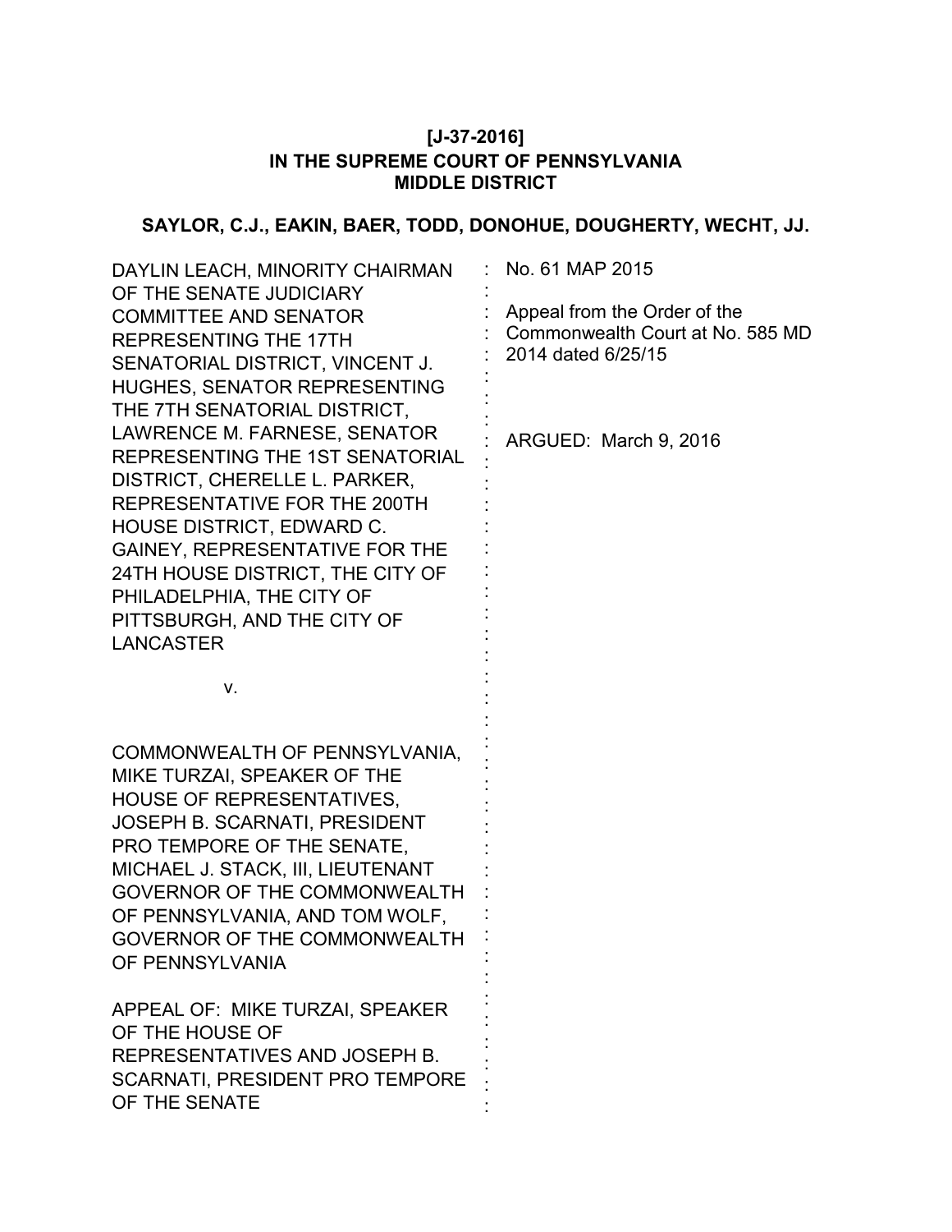**[J-37-2016]**
**IN THE SUPREME COURT OF PENNSYLVANIA**
**MIDDLE DISTRICT**

**SAYLOR, C.J., EAKIN, BAER, TODD, DONOHUE, DOUGHERTY, WECHT, JJ.**

| | |
|---|---|
| DAYLIN LEACH, MINORITY CHAIRMAN OF THE SENATE JUDICIARY COMMITTEE AND SENATOR REPRESENTING THE 17TH SENATORIAL DISTRICT, VINCENT J. HUGHES, SENATOR REPRESENTING THE 7TH SENATORIAL DISTRICT, LAWRENCE M. FARNESE, SENATOR REPRESENTING THE 1ST SENATORIAL DISTRICT, CHERELLE L. PARKER, REPRESENTATIVE FOR THE 200TH HOUSE DISTRICT, EDWARD C. GAINEY, REPRESENTATIVE FOR THE 24TH HOUSE DISTRICT, THE CITY OF PHILADELPHIA, THE CITY OF PITTSBURGH, AND THE CITY OF LANCASTER<br><br>v.<br><br>COMMONWEALTH OF PENNSYLVANIA, MIKE TURZAI, SPEAKER OF THE HOUSE OF REPRESENTATIVES, JOSEPH B. SCARNATI, PRESIDENT PRO TEMPORE OF THE SENATE, MICHAEL J. STACK, III, LIEUTENANT GOVERNOR OF THE COMMONWEALTH OF PENNSYLVANIA, AND TOM WOLF, GOVERNOR OF THE COMMONWEALTH OF PENNSYLVANIA<br><br>APPEAL OF: MIKE TURZAI, SPEAKER OF THE HOUSE OF REPRESENTATIVES AND JOSEPH B. SCARNATI, PRESIDENT PRO TEMPORE OF THE SENATE | No. 61 MAP 2015<br><br>Appeal from the Order of the Commonwealth Court at No. 585 MD 2014 dated 6/25/15<br><br>ARGUED: March 9, 2016 |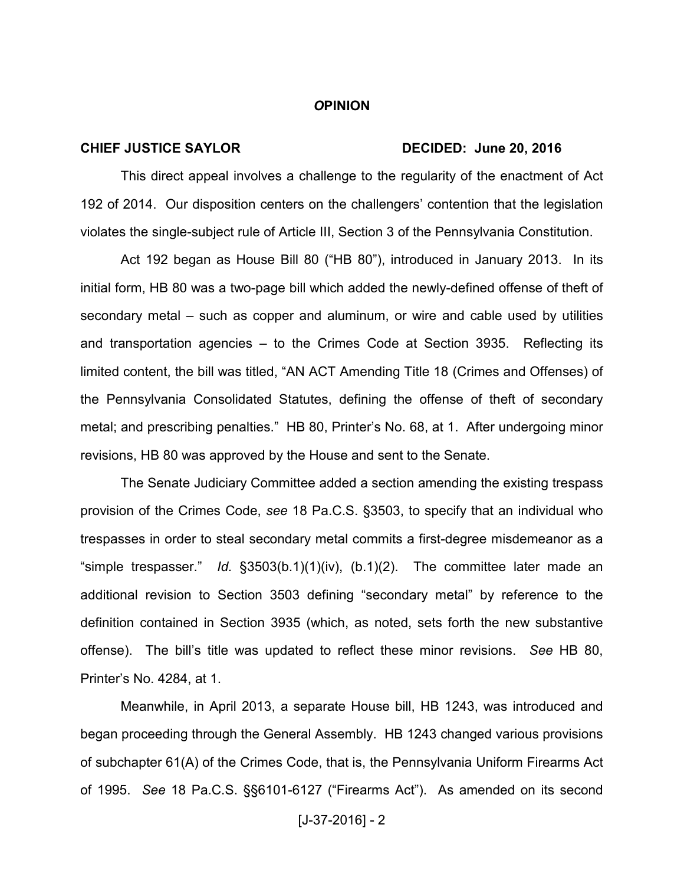## *O*PINION

**CHIEF JUSTICE SAYLOR** **DECIDED: June 20, 2016**

This direct appeal involves a challenge to the regularity of the enactment of Act 192 of 2014. Our disposition centers on the challengers' contention that the legislation violates the single-subject rule of Article III, Section 3 of the Pennsylvania Constitution.

Act 192 began as House Bill 80 ("HB 80"), introduced in January 2013. In its initial form, HB 80 was a two-page bill which added the newly-defined offense of theft of secondary metal – such as copper and aluminum, or wire and cable used by utilities and transportation agencies – to the Crimes Code at Section 3935. Reflecting its limited content, the bill was titled, "AN ACT Amending Title 18 (Crimes and Offenses) of the Pennsylvania Consolidated Statutes, defining the offense of theft of secondary metal; and prescribing penalties." HB 80, Printer's No. 68, at 1. After undergoing minor revisions, HB 80 was approved by the House and sent to the Senate.

The Senate Judiciary Committee added a section amending the existing trespass provision of the Crimes Code, *see* 18 Pa.C.S. §3503, to specify that an individual who trespasses in order to steal secondary metal commits a first-degree misdemeanor as a "simple trespasser." *Id.* §3503(b.1)(1)(iv), (b.1)(2). The committee later made an additional revision to Section 3503 defining "secondary metal" by reference to the definition contained in Section 3935 (which, as noted, sets forth the new substantive offense). The bill's title was updated to reflect these minor revisions. *See* HB 80, Printer's No. 4284, at 1.

Meanwhile, in April 2013, a separate House bill, HB 1243, was introduced and began proceeding through the General Assembly. HB 1243 changed various provisions of subchapter 61(A) of the Crimes Code, that is, the Pennsylvania Uniform Firearms Act of 1995. *See* 18 Pa.C.S. §§6101-6127 ("Firearms Act"). As amended on its second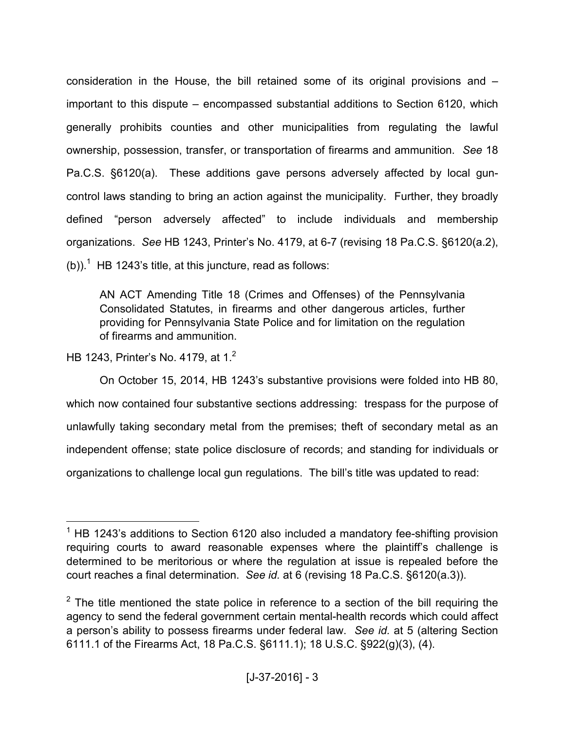consideration in the House, the bill retained some of its original provisions and – important to this dispute – encompassed substantial additions to Section 6120, which generally prohibits counties and other municipalities from regulating the lawful ownership, possession, transfer, or transportation of firearms and ammunition. *See* 18 Pa.C.S. §6120(a). These additions gave persons adversely affected by local gun-control laws standing to bring an action against the municipality. Further, they broadly defined "person adversely affected" to include individuals and membership organizations. *See* HB 1243, Printer's No. 4179, at 6-7 (revising 18 Pa.C.S. §6120(a.2), (b)).[1] HB 1243's title, at this juncture, read as follows:

> AN ACT Amending Title 18 (Crimes and Offenses) of the Pennsylvania Consolidated Statutes, in firearms and other dangerous articles, further providing for Pennsylvania State Police and for limitation on the regulation of firearms and ammunition.

HB 1243, Printer's No. 4179, at 1.[2]

On October 15, 2014, HB 1243's substantive provisions were folded into HB 80, which now contained four substantive sections addressing: trespass for the purpose of unlawfully taking secondary metal from the premises; theft of secondary metal as an independent offense; state police disclosure of records; and standing for individuals or organizations to challenge local gun regulations. The bill's title was updated to read:

---

[1] HB 1243's additions to Section 6120 also included a mandatory fee-shifting provision requiring courts to award reasonable expenses where the plaintiff's challenge is determined to be meritorious or where the regulation at issue is repealed before the court reaches a final determination. *See id.* at 6 (revising 18 Pa.C.S. §6120(a.3)).

[2] The title mentioned the state police in reference to a section of the bill requiring the agency to send the federal government certain mental-health records which could affect a person's ability to possess firearms under federal law. *See id.* at 5 (altering Section 6111.1 of the Firearms Act, 18 Pa.C.S. §6111.1); 18 U.S.C. §922(g)(3), (4).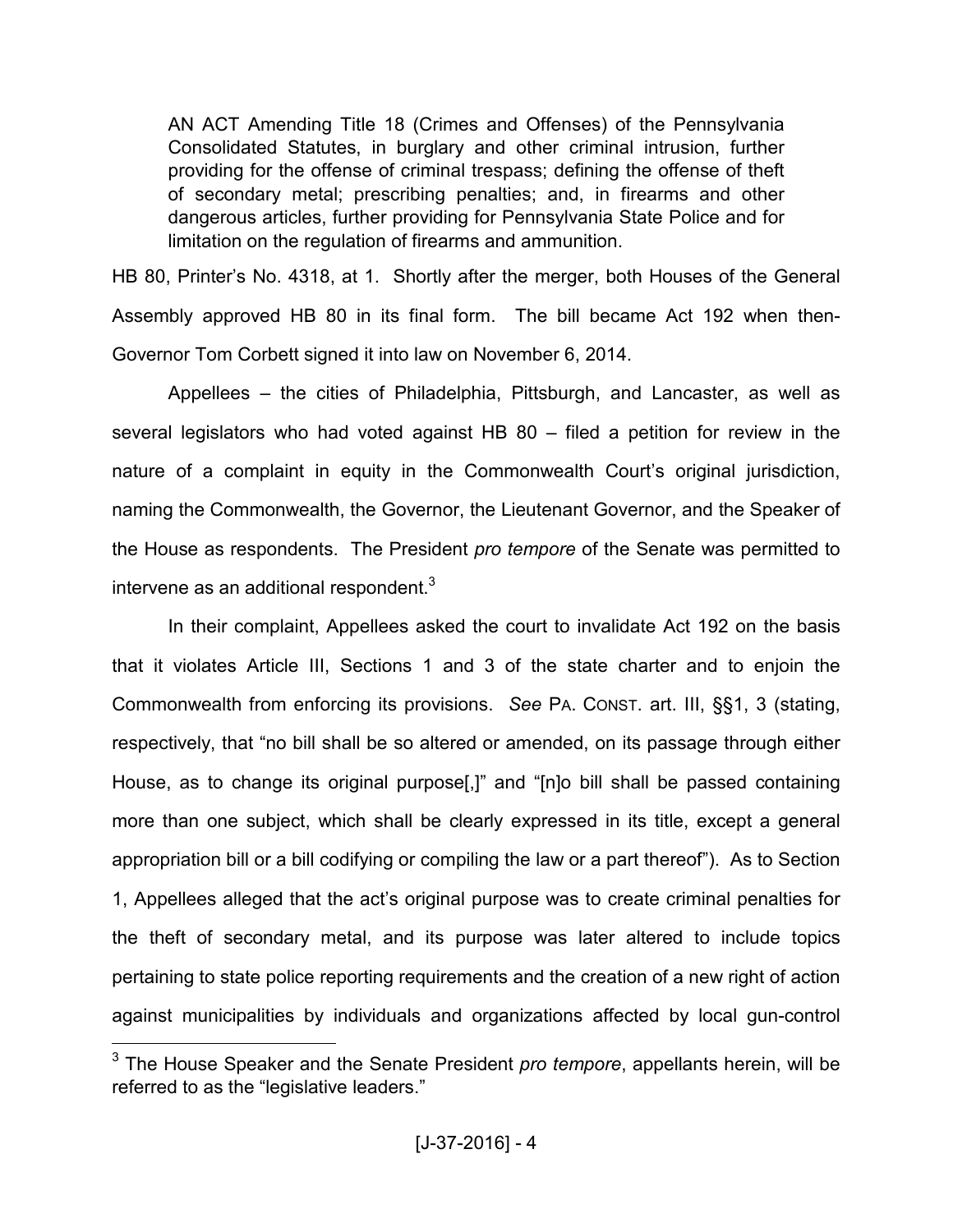> AN ACT Amending Title 18 (Crimes and Offenses) of the Pennsylvania Consolidated Statutes, in burglary and other criminal intrusion, further providing for the offense of criminal trespass; defining the offense of theft of secondary metal; prescribing penalties; and, in firearms and other dangerous articles, further providing for Pennsylvania State Police and for limitation on the regulation of firearms and ammunition.

HB 80, Printer's No. 4318, at 1. Shortly after the merger, both Houses of the General Assembly approved HB 80 in its final form. The bill became Act 192 when then-Governor Tom Corbett signed it into law on November 6, 2014.

Appellees – the cities of Philadelphia, Pittsburgh, and Lancaster, as well as several legislators who had voted against HB 80 – filed a petition for review in the nature of a complaint in equity in the Commonwealth Court's original jurisdiction, naming the Commonwealth, the Governor, the Lieutenant Governor, and the Speaker of the House as respondents. The President *pro tempore* of the Senate was permitted to intervene as an additional respondent.[3]

In their complaint, Appellees asked the court to invalidate Act 192 on the basis that it violates Article III, Sections 1 and 3 of the state charter and to enjoin the Commonwealth from enforcing its provisions. *See* PA. CONST. art. III, §§1, 3 (stating, respectively, that "no bill shall be so altered or amended, on its passage through either House, as to change its original purpose[,]" and "[n]o bill shall be passed containing more than one subject, which shall be clearly expressed in its title, except a general appropriation bill or a bill codifying or compiling the law or a part thereof"). As to Section 1, Appellees alleged that the act's original purpose was to create criminal penalties for the theft of secondary metal, and its purpose was later altered to include topics pertaining to state police reporting requirements and the creation of a new right of action against municipalities by individuals and organizations affected by local gun-control

---

[3] The House Speaker and the Senate President *pro tempore*, appellants herein, will be referred to as the "legislative leaders."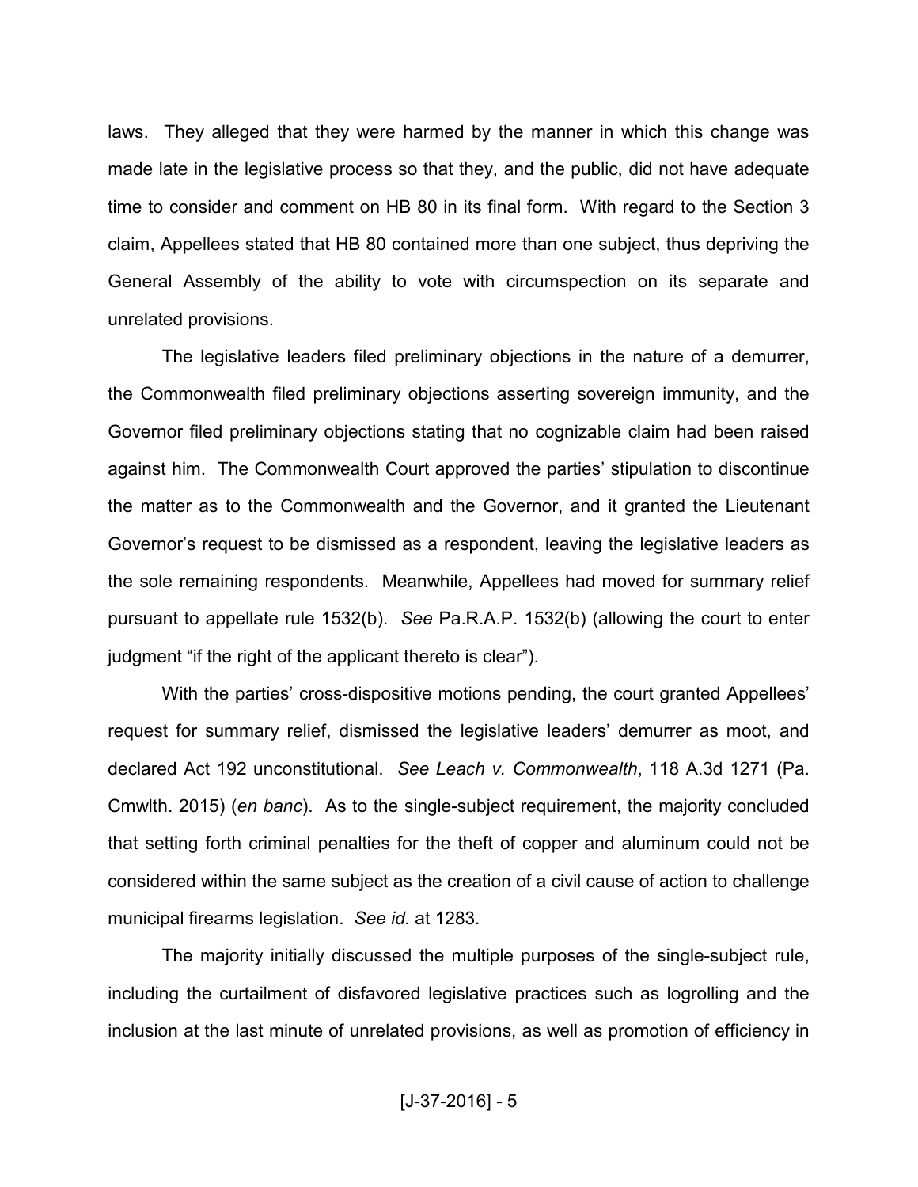laws. They alleged that they were harmed by the manner in which this change was made late in the legislative process so that they, and the public, did not have adequate time to consider and comment on HB 80 in its final form. With regard to the Section 3 claim, Appellees stated that HB 80 contained more than one subject, thus depriving the General Assembly of the ability to vote with circumspection on its separate and unrelated provisions.

The legislative leaders filed preliminary objections in the nature of a demurrer, the Commonwealth filed preliminary objections asserting sovereign immunity, and the Governor filed preliminary objections stating that no cognizable claim had been raised against him. The Commonwealth Court approved the parties' stipulation to discontinue the matter as to the Commonwealth and the Governor, and it granted the Lieutenant Governor's request to be dismissed as a respondent, leaving the legislative leaders as the sole remaining respondents. Meanwhile, Appellees had moved for summary relief pursuant to appellate rule 1532(b). *See* Pa.R.A.P. 1532(b) (allowing the court to enter judgment "if the right of the applicant thereto is clear").

With the parties' cross-dispositive motions pending, the court granted Appellees' request for summary relief, dismissed the legislative leaders' demurrer as moot, and declared Act 192 unconstitutional. *See Leach v. Commonwealth*, 118 A.3d 1271 (Pa. Cmwlth. 2015) (*en banc*). As to the single-subject requirement, the majority concluded that setting forth criminal penalties for the theft of copper and aluminum could not be considered within the same subject as the creation of a civil cause of action to challenge municipal firearms legislation. *See id.* at 1283.

The majority initially discussed the multiple purposes of the single-subject rule, including the curtailment of disfavored legislative practices such as logrolling and the inclusion at the last minute of unrelated provisions, as well as promotion of efficiency in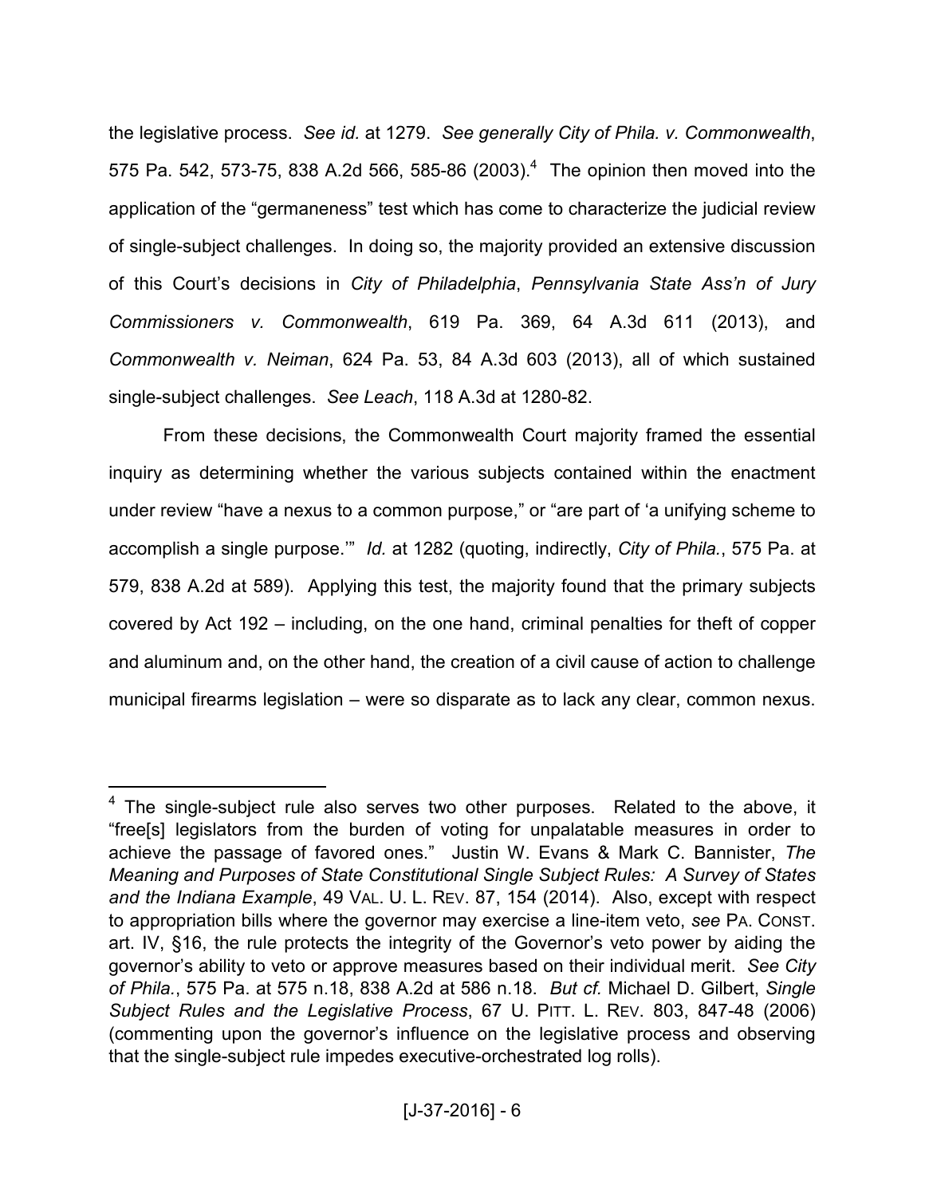the legislative process. *See id.* at 1279. *See generally City of Phila. v. Commonwealth*, 575 Pa. 542, 573-75, 838 A.2d 566, 585-86 (2003).[4] The opinion then moved into the application of the "germaneness" test which has come to characterize the judicial review of single-subject challenges. In doing so, the majority provided an extensive discussion of this Court's decisions in *City of Philadelphia*, *Pennsylvania State Ass'n of Jury Commissioners v. Commonwealth*, 619 Pa. 369, 64 A.3d 611 (2013), and *Commonwealth v. Neiman*, 624 Pa. 53, 84 A.3d 603 (2013), all of which sustained single-subject challenges. *See Leach*, 118 A.3d at 1280-82.

From these decisions, the Commonwealth Court majority framed the essential inquiry as determining whether the various subjects contained within the enactment under review "have a nexus to a common purpose," or "are part of 'a unifying scheme to accomplish a single purpose.'" *Id.* at 1282 (quoting, indirectly, *City of Phila.*, 575 Pa. at 579, 838 A.2d at 589). Applying this test, the majority found that the primary subjects covered by Act 192 – including, on the one hand, criminal penalties for theft of copper and aluminum and, on the other hand, the creation of a civil cause of action to challenge municipal firearms legislation – were so disparate as to lack any clear, common nexus.

---

[4] The single-subject rule also serves two other purposes. Related to the above, it "free[s] legislators from the burden of voting for unpalatable measures in order to achieve the passage of favored ones." Justin W. Evans & Mark C. Bannister, *The Meaning and Purposes of State Constitutional Single Subject Rules: A Survey of States and the Indiana Example*, 49 VAL. U. L. REV. 87, 154 (2014). Also, except with respect to appropriation bills where the governor may exercise a line-item veto, *see* PA. CONST. art. IV, §16, the rule protects the integrity of the Governor's veto power by aiding the governor's ability to veto or approve measures based on their individual merit. *See City of Phila.*, 575 Pa. at 575 n.18, 838 A.2d at 586 n.18. *But cf.* Michael D. Gilbert, *Single Subject Rules and the Legislative Process*, 67 U. PITT. L. REV. 803, 847-48 (2006) (commenting upon the governor's influence on the legislative process and observing that the single-subject rule impedes executive-orchestrated log rolls).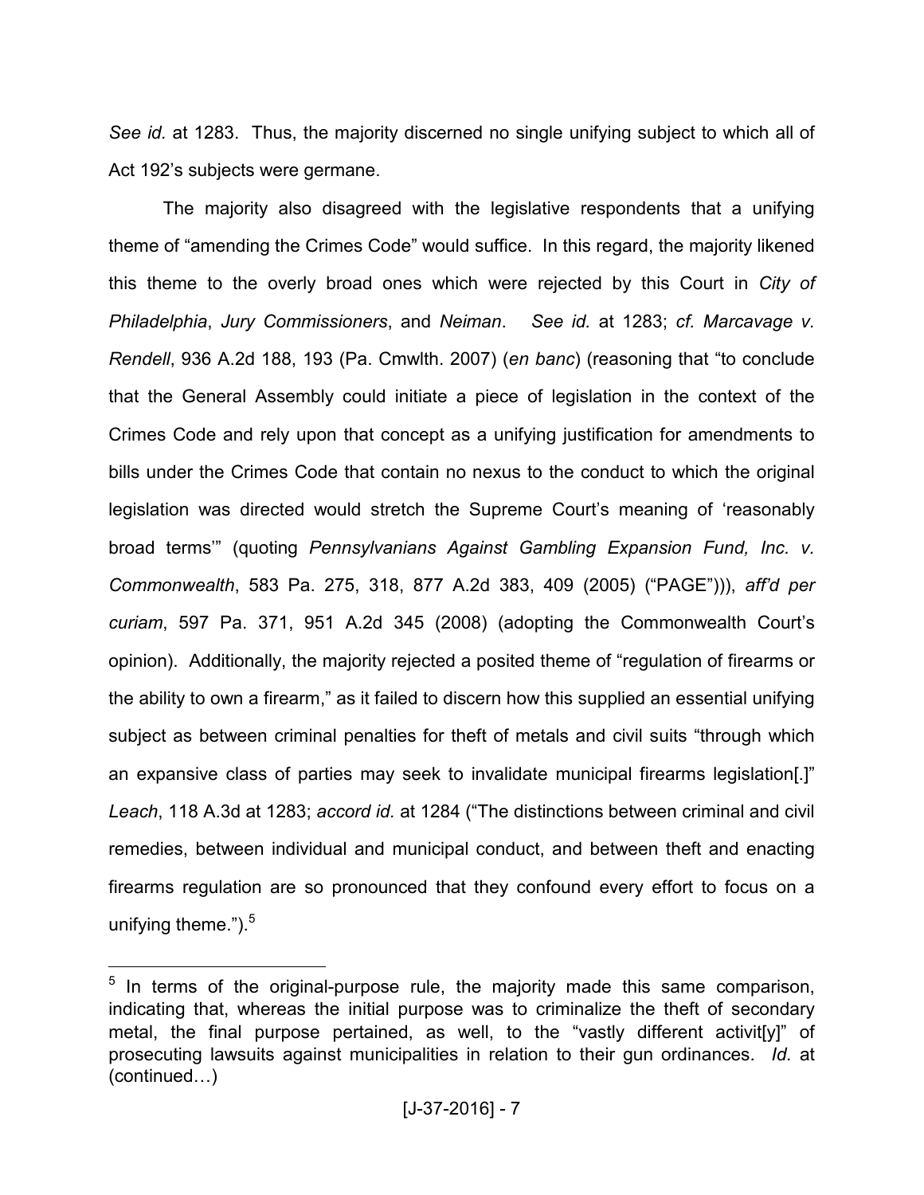*See id.* at 1283. Thus, the majority discerned no single unifying subject to which all of Act 192's subjects were germane.

The majority also disagreed with the legislative respondents that a unifying theme of "amending the Crimes Code" would suffice. In this regard, the majority likened this theme to the overly broad ones which were rejected by this Court in *City of Philadelphia*, *Jury Commissioners*, and *Neiman*. *See id.* at 1283; *cf. Marcavage v. Rendell*, 936 A.2d 188, 193 (Pa. Cmwlth. 2007) (*en banc*) (reasoning that "to conclude that the General Assembly could initiate a piece of legislation in the context of the Crimes Code and rely upon that concept as a unifying justification for amendments to bills under the Crimes Code that contain no nexus to the conduct to which the original legislation was directed would stretch the Supreme Court's meaning of 'reasonably broad terms'" (quoting *Pennsylvanians Against Gambling Expansion Fund, Inc. v. Commonwealth*, 583 Pa. 275, 318, 877 A.2d 383, 409 (2005) ("PAGE"))), *aff'd per curiam*, 597 Pa. 371, 951 A.2d 345 (2008) (adopting the Commonwealth Court's opinion). Additionally, the majority rejected a posited theme of "regulation of firearms or the ability to own a firearm," as it failed to discern how this supplied an essential unifying subject as between criminal penalties for theft of metals and civil suits "through which an expansive class of parties may seek to invalidate municipal firearms legislation[.]" *Leach*, 118 A.3d at 1283; *accord id.* at 1284 ("The distinctions between criminal and civil remedies, between individual and municipal conduct, and between theft and enacting firearms regulation are so pronounced that they confound every effort to focus on a unifying theme.").[5]

---

[5] In terms of the original-purpose rule, the majority made this same comparison, indicating that, whereas the initial purpose was to criminalize the theft of secondary metal, the final purpose pertained, as well, to the "vastly different activit[y]" of prosecuting lawsuits against municipalities in relation to their gun ordinances. *Id.* at (continued…)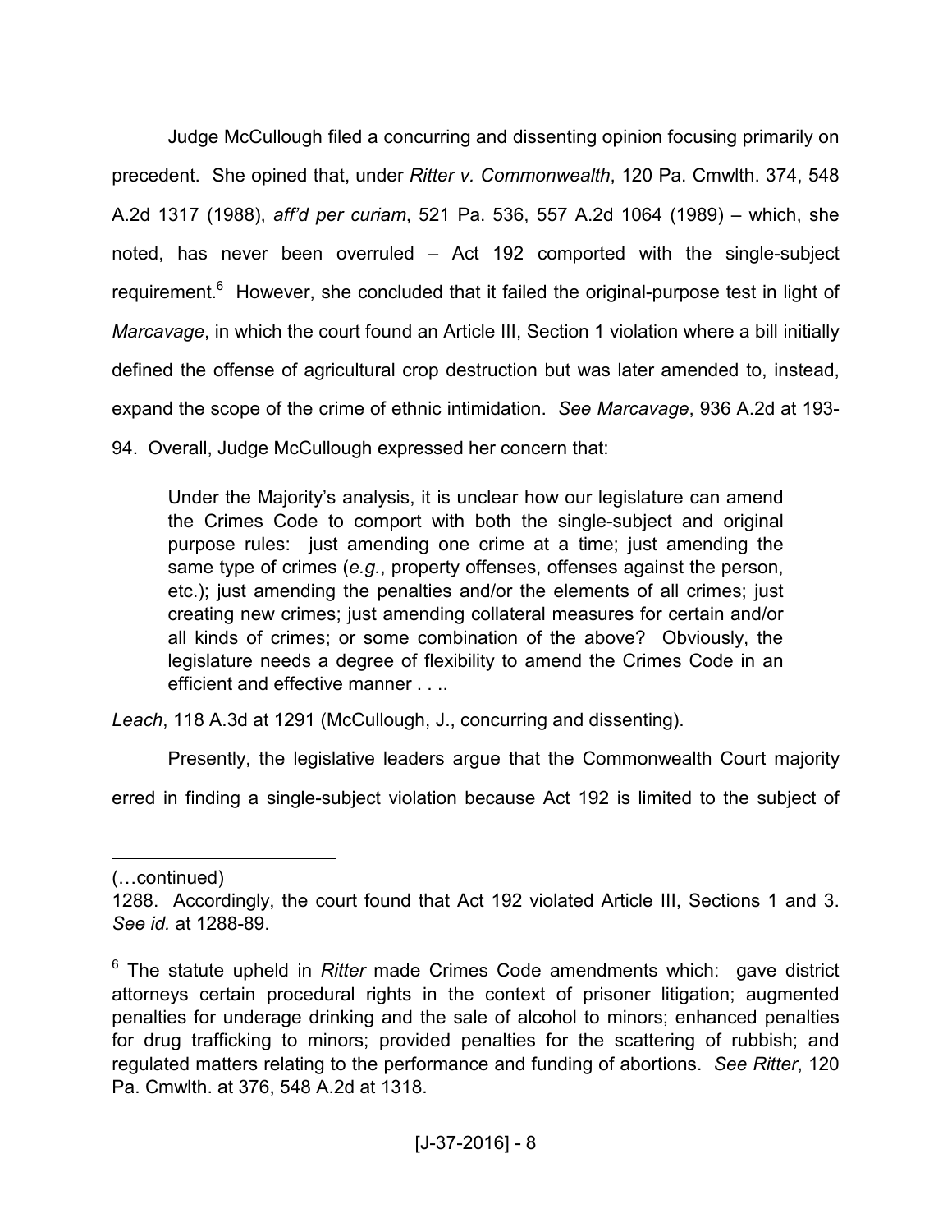Judge McCullough filed a concurring and dissenting opinion focusing primarily on precedent. She opined that, under *Ritter v. Commonwealth*, 120 Pa. Cmwlth. 374, 548 A.2d 1317 (1988), *aff'd per curiam*, 521 Pa. 536, 557 A.2d 1064 (1989) – which, she noted, has never been overruled – Act 192 comported with the single-subject requirement.[6] However, she concluded that it failed the original-purpose test in light of *Marcavage*, in which the court found an Article III, Section 1 violation where a bill initially defined the offense of agricultural crop destruction but was later amended to, instead, expand the scope of the crime of ethnic intimidation. *See Marcavage*, 936 A.2d at 193-94. Overall, Judge McCullough expressed her concern that:

> Under the Majority's analysis, it is unclear how our legislature can amend the Crimes Code to comport with both the single-subject and original purpose rules: just amending one crime at a time; just amending the same type of crimes (*e.g.*, property offenses, offenses against the person, etc.); just amending the penalties and/or the elements of all crimes; just creating new crimes; just amending collateral measures for certain and/or all kinds of crimes; or some combination of the above? Obviously, the legislature needs a degree of flexibility to amend the Crimes Code in an efficient and effective manner . . ..

*Leach*, 118 A.3d at 1291 (McCullough, J., concurring and dissenting).

Presently, the legislative leaders argue that the Commonwealth Court majority erred in finding a single-subject violation because Act 192 is limited to the subject of

---

(…continued)

1288. Accordingly, the court found that Act 192 violated Article III, Sections 1 and 3. *See id.* at 1288-89.

[6] The statute upheld in *Ritter* made Crimes Code amendments which: gave district attorneys certain procedural rights in the context of prisoner litigation; augmented penalties for underage drinking and the sale of alcohol to minors; enhanced penalties for drug trafficking to minors; provided penalties for the scattering of rubbish; and regulated matters relating to the performance and funding of abortions. *See Ritter*, 120 Pa. Cmwlth. at 376, 548 A.2d at 1318.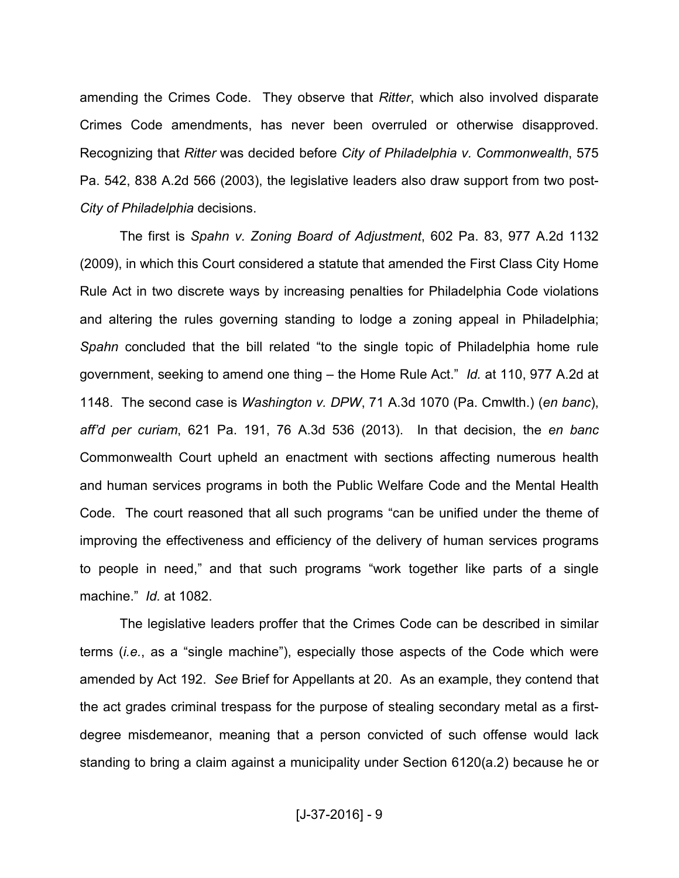amending the Crimes Code. They observe that *Ritter*, which also involved disparate Crimes Code amendments, has never been overruled or otherwise disapproved. Recognizing that *Ritter* was decided before *City of Philadelphia v. Commonwealth*, 575 Pa. 542, 838 A.2d 566 (2003), the legislative leaders also draw support from two post-*City of Philadelphia* decisions.

The first is *Spahn v. Zoning Board of Adjustment*, 602 Pa. 83, 977 A.2d 1132 (2009), in which this Court considered a statute that amended the First Class City Home Rule Act in two discrete ways by increasing penalties for Philadelphia Code violations and altering the rules governing standing to lodge a zoning appeal in Philadelphia; *Spahn* concluded that the bill related "to the single topic of Philadelphia home rule government, seeking to amend one thing – the Home Rule Act." *Id.* at 110, 977 A.2d at 1148. The second case is *Washington v. DPW*, 71 A.3d 1070 (Pa. Cmwlth.) (*en banc*), *aff'd per curiam*, 621 Pa. 191, 76 A.3d 536 (2013). In that decision, the *en banc* Commonwealth Court upheld an enactment with sections affecting numerous health and human services programs in both the Public Welfare Code and the Mental Health Code. The court reasoned that all such programs "can be unified under the theme of improving the effectiveness and efficiency of the delivery of human services programs to people in need," and that such programs "work together like parts of a single machine." *Id.* at 1082.

The legislative leaders proffer that the Crimes Code can be described in similar terms (*i.e.*, as a "single machine"), especially those aspects of the Code which were amended by Act 192. *See* Brief for Appellants at 20. As an example, they contend that the act grades criminal trespass for the purpose of stealing secondary metal as a first-degree misdemeanor, meaning that a person convicted of such offense would lack standing to bring a claim against a municipality under Section 6120(a.2) because he or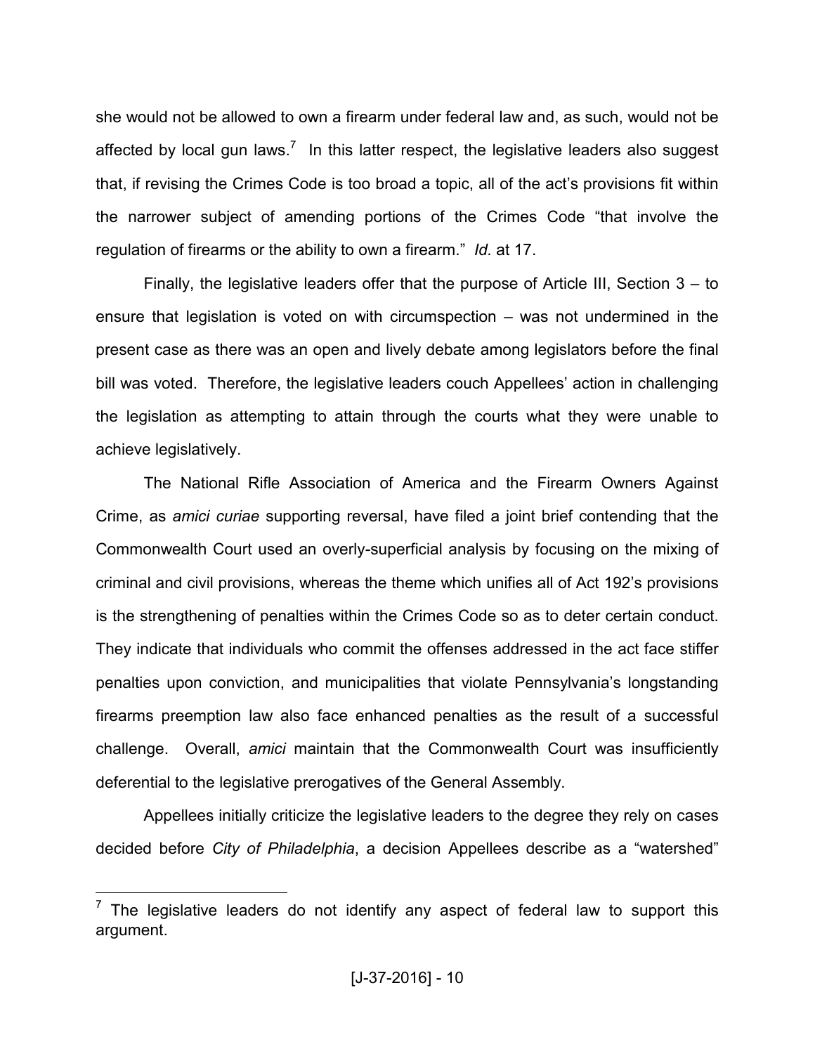she would not be allowed to own a firearm under federal law and, as such, would not be affected by local gun laws.[7] In this latter respect, the legislative leaders also suggest that, if revising the Crimes Code is too broad a topic, all of the act's provisions fit within the narrower subject of amending portions of the Crimes Code "that involve the regulation of firearms or the ability to own a firearm." *Id.* at 17.

Finally, the legislative leaders offer that the purpose of Article III, Section 3 – to ensure that legislation is voted on with circumspection – was not undermined in the present case as there was an open and lively debate among legislators before the final bill was voted. Therefore, the legislative leaders couch Appellees' action in challenging the legislation as attempting to attain through the courts what they were unable to achieve legislatively.

The National Rifle Association of America and the Firearm Owners Against Crime, as *amici curiae* supporting reversal, have filed a joint brief contending that the Commonwealth Court used an overly-superficial analysis by focusing on the mixing of criminal and civil provisions, whereas the theme which unifies all of Act 192's provisions is the strengthening of penalties within the Crimes Code so as to deter certain conduct. They indicate that individuals who commit the offenses addressed in the act face stiffer penalties upon conviction, and municipalities that violate Pennsylvania's longstanding firearms preemption law also face enhanced penalties as the result of a successful challenge. Overall, *amici* maintain that the Commonwealth Court was insufficiently deferential to the legislative prerogatives of the General Assembly.

Appellees initially criticize the legislative leaders to the degree they rely on cases decided before *City of Philadelphia*, a decision Appellees describe as a "watershed"

---

[7] The legislative leaders do not identify any aspect of federal law to support this argument.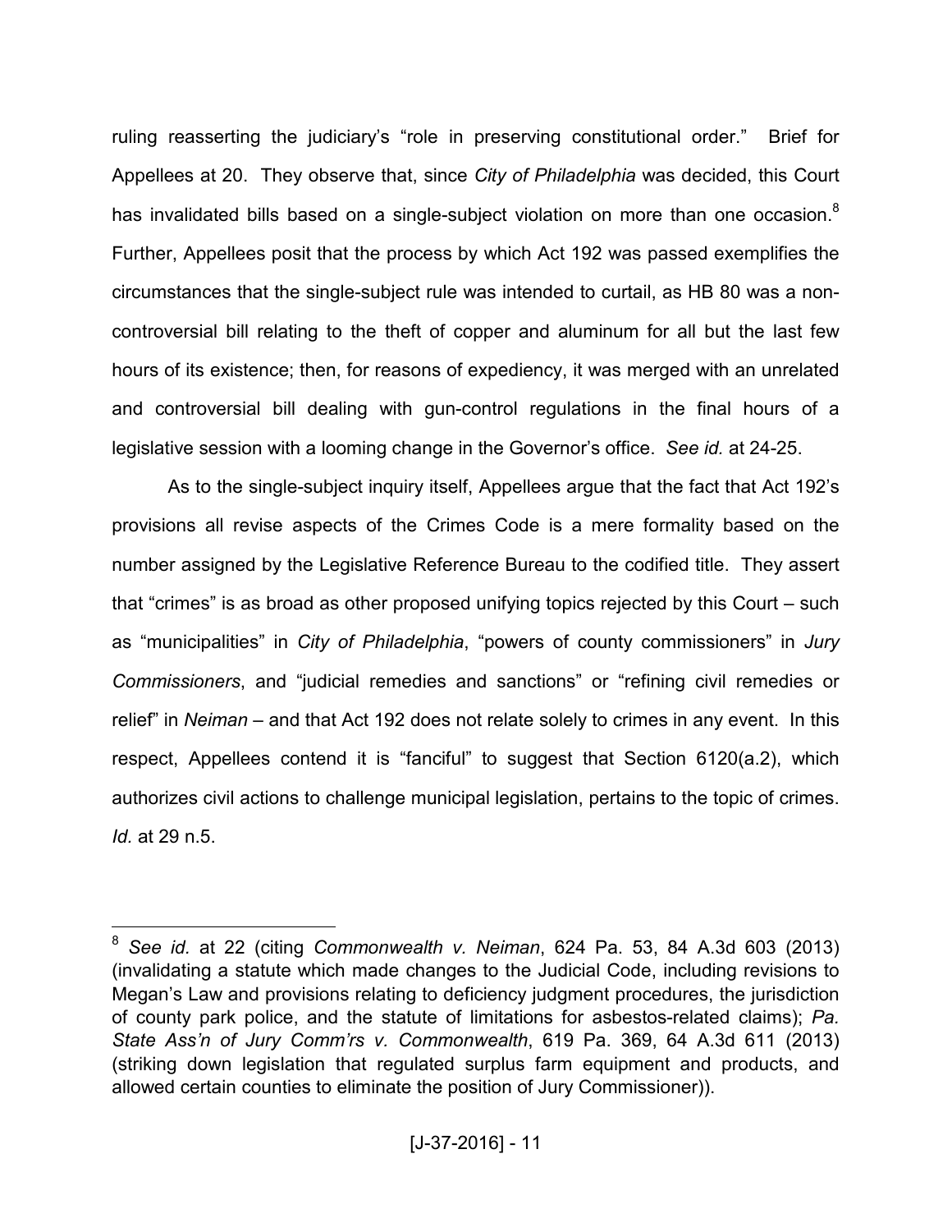ruling reasserting the judiciary's "role in preserving constitutional order." Brief for Appellees at 20. They observe that, since *City of Philadelphia* was decided, this Court has invalidated bills based on a single-subject violation on more than one occasion.[8] Further, Appellees posit that the process by which Act 192 was passed exemplifies the circumstances that the single-subject rule was intended to curtail, as HB 80 was a non-controversial bill relating to the theft of copper and aluminum for all but the last few hours of its existence; then, for reasons of expediency, it was merged with an unrelated and controversial bill dealing with gun-control regulations in the final hours of a legislative session with a looming change in the Governor's office. *See id.* at 24-25.

As to the single-subject inquiry itself, Appellees argue that the fact that Act 192's provisions all revise aspects of the Crimes Code is a mere formality based on the number assigned by the Legislative Reference Bureau to the codified title. They assert that "crimes" is as broad as other proposed unifying topics rejected by this Court – such as "municipalities" in *City of Philadelphia*, "powers of county commissioners" in *Jury Commissioners*, and "judicial remedies and sanctions" or "refining civil remedies or relief" in *Neiman* – and that Act 192 does not relate solely to crimes in any event. In this respect, Appellees contend it is "fanciful" to suggest that Section 6120(a.2), which authorizes civil actions to challenge municipal legislation, pertains to the topic of crimes. *Id.* at 29 n.5.

---

[8] *See id.* at 22 (citing *Commonwealth v. Neiman*, 624 Pa. 53, 84 A.3d 603 (2013) (invalidating a statute which made changes to the Judicial Code, including revisions to Megan's Law and provisions relating to deficiency judgment procedures, the jurisdiction of county park police, and the statute of limitations for asbestos-related claims); *Pa. State Ass'n of Jury Comm'rs v. Commonwealth*, 619 Pa. 369, 64 A.3d 611 (2013) (striking down legislation that regulated surplus farm equipment and products, and allowed certain counties to eliminate the position of Jury Commissioner)).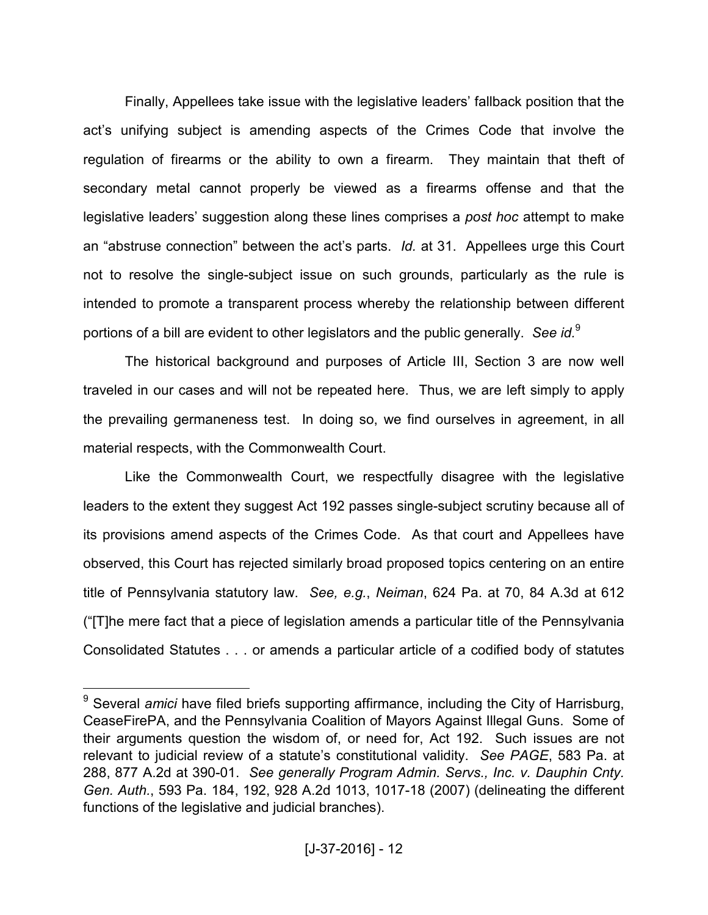Finally, Appellees take issue with the legislative leaders' fallback position that the act's unifying subject is amending aspects of the Crimes Code that involve the regulation of firearms or the ability to own a firearm. They maintain that theft of secondary metal cannot properly be viewed as a firearms offense and that the legislative leaders' suggestion along these lines comprises a *post hoc* attempt to make an "abstruse connection" between the act's parts. *Id.* at 31. Appellees urge this Court not to resolve the single-subject issue on such grounds, particularly as the rule is intended to promote a transparent process whereby the relationship between different portions of a bill are evident to other legislators and the public generally. *See id.*[9]

The historical background and purposes of Article III, Section 3 are now well traveled in our cases and will not be repeated here. Thus, we are left simply to apply the prevailing germaneness test. In doing so, we find ourselves in agreement, in all material respects, with the Commonwealth Court.

Like the Commonwealth Court, we respectfully disagree with the legislative leaders to the extent they suggest Act 192 passes single-subject scrutiny because all of its provisions amend aspects of the Crimes Code. As that court and Appellees have observed, this Court has rejected similarly broad proposed topics centering on an entire title of Pennsylvania statutory law. *See, e.g.*, *Neiman*, 624 Pa. at 70, 84 A.3d at 612 ("[T]he mere fact that a piece of legislation amends a particular title of the Pennsylvania Consolidated Statutes . . . or amends a particular article of a codified body of statutes

---

[9] Several *amici* have filed briefs supporting affirmance, including the City of Harrisburg, CeaseFirePA, and the Pennsylvania Coalition of Mayors Against Illegal Guns. Some of their arguments question the wisdom of, or need for, Act 192. Such issues are not relevant to judicial review of a statute's constitutional validity. *See PAGE*, 583 Pa. at 288, 877 A.2d at 390-01. *See generally Program Admin. Servs., Inc. v. Dauphin Cnty. Gen. Auth.*, 593 Pa. 184, 192, 928 A.2d 1013, 1017-18 (2007) (delineating the different functions of the legislative and judicial branches).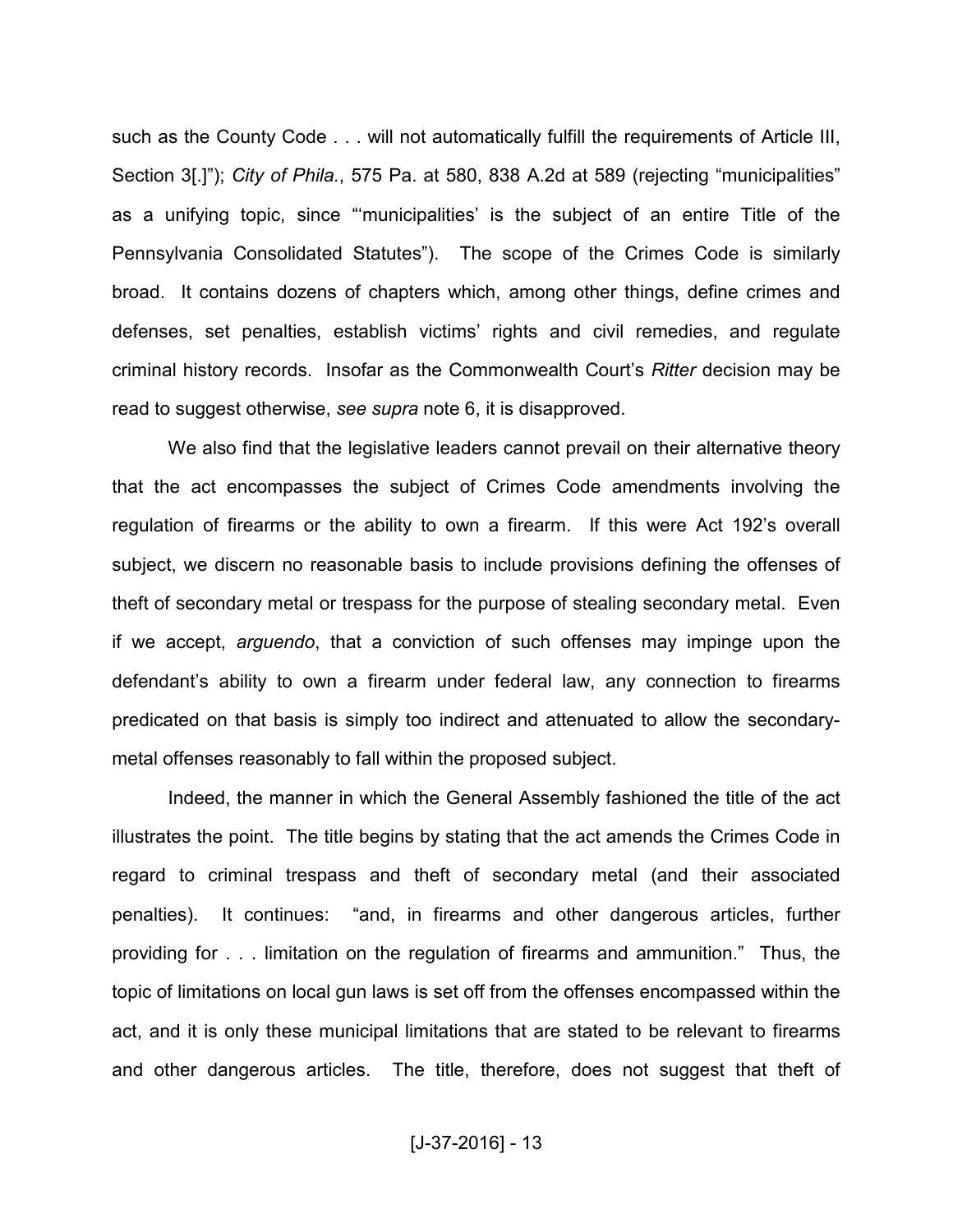such as the County Code . . . will not automatically fulfill the requirements of Article III, Section 3[.]"); *City of Phila.*, 575 Pa. at 580, 838 A.2d at 589 (rejecting "municipalities" as a unifying topic, since "'municipalities' is the subject of an entire Title of the Pennsylvania Consolidated Statutes"). The scope of the Crimes Code is similarly broad. It contains dozens of chapters which, among other things, define crimes and defenses, set penalties, establish victims' rights and civil remedies, and regulate criminal history records. Insofar as the Commonwealth Court's *Ritter* decision may be read to suggest otherwise, *see supra* note 6, it is disapproved.

We also find that the legislative leaders cannot prevail on their alternative theory that the act encompasses the subject of Crimes Code amendments involving the regulation of firearms or the ability to own a firearm. If this were Act 192's overall subject, we discern no reasonable basis to include provisions defining the offenses of theft of secondary metal or trespass for the purpose of stealing secondary metal. Even if we accept, *arguendo*, that a conviction of such offenses may impinge upon the defendant's ability to own a firearm under federal law, any connection to firearms predicated on that basis is simply too indirect and attenuated to allow the secondary-metal offenses reasonably to fall within the proposed subject.

Indeed, the manner in which the General Assembly fashioned the title of the act illustrates the point. The title begins by stating that the act amends the Crimes Code in regard to criminal trespass and theft of secondary metal (and their associated penalties). It continues: "and, in firearms and other dangerous articles, further providing for . . . limitation on the regulation of firearms and ammunition." Thus, the topic of limitations on local gun laws is set off from the offenses encompassed within the act, and it is only these municipal limitations that are stated to be relevant to firearms and other dangerous articles. The title, therefore, does not suggest that theft of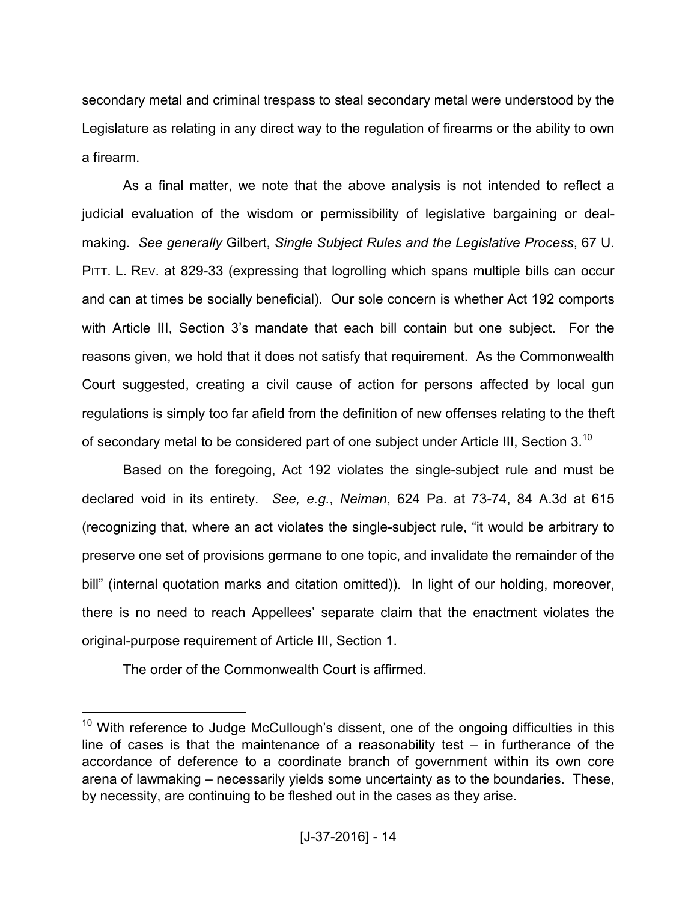secondary metal and criminal trespass to steal secondary metal were understood by the Legislature as relating in any direct way to the regulation of firearms or the ability to own a firearm.

As a final matter, we note that the above analysis is not intended to reflect a judicial evaluation of the wisdom or permissibility of legislative bargaining or deal-making. *See generally* Gilbert, *Single Subject Rules and the Legislative Process*, 67 U. PITT. L. REV. at 829-33 (expressing that logrolling which spans multiple bills can occur and can at times be socially beneficial). Our sole concern is whether Act 192 comports with Article III, Section 3's mandate that each bill contain but one subject. For the reasons given, we hold that it does not satisfy that requirement. As the Commonwealth Court suggested, creating a civil cause of action for persons affected by local gun regulations is simply too far afield from the definition of new offenses relating to the theft of secondary metal to be considered part of one subject under Article III, Section 3.[10]

Based on the foregoing, Act 192 violates the single-subject rule and must be declared void in its entirety. *See, e.g.*, *Neiman*, 624 Pa. at 73-74, 84 A.3d at 615 (recognizing that, where an act violates the single-subject rule, "it would be arbitrary to preserve one set of provisions germane to one topic, and invalidate the remainder of the bill" (internal quotation marks and citation omitted)). In light of our holding, moreover, there is no need to reach Appellees' separate claim that the enactment violates the original-purpose requirement of Article III, Section 1.

The order of the Commonwealth Court is affirmed.

---

[10] With reference to Judge McCullough's dissent, one of the ongoing difficulties in this line of cases is that the maintenance of a reasonability test – in furtherance of the accordance of deference to a coordinate branch of government within its own core arena of lawmaking – necessarily yields some uncertainty as to the boundaries. These, by necessity, are continuing to be fleshed out in the cases as they arise.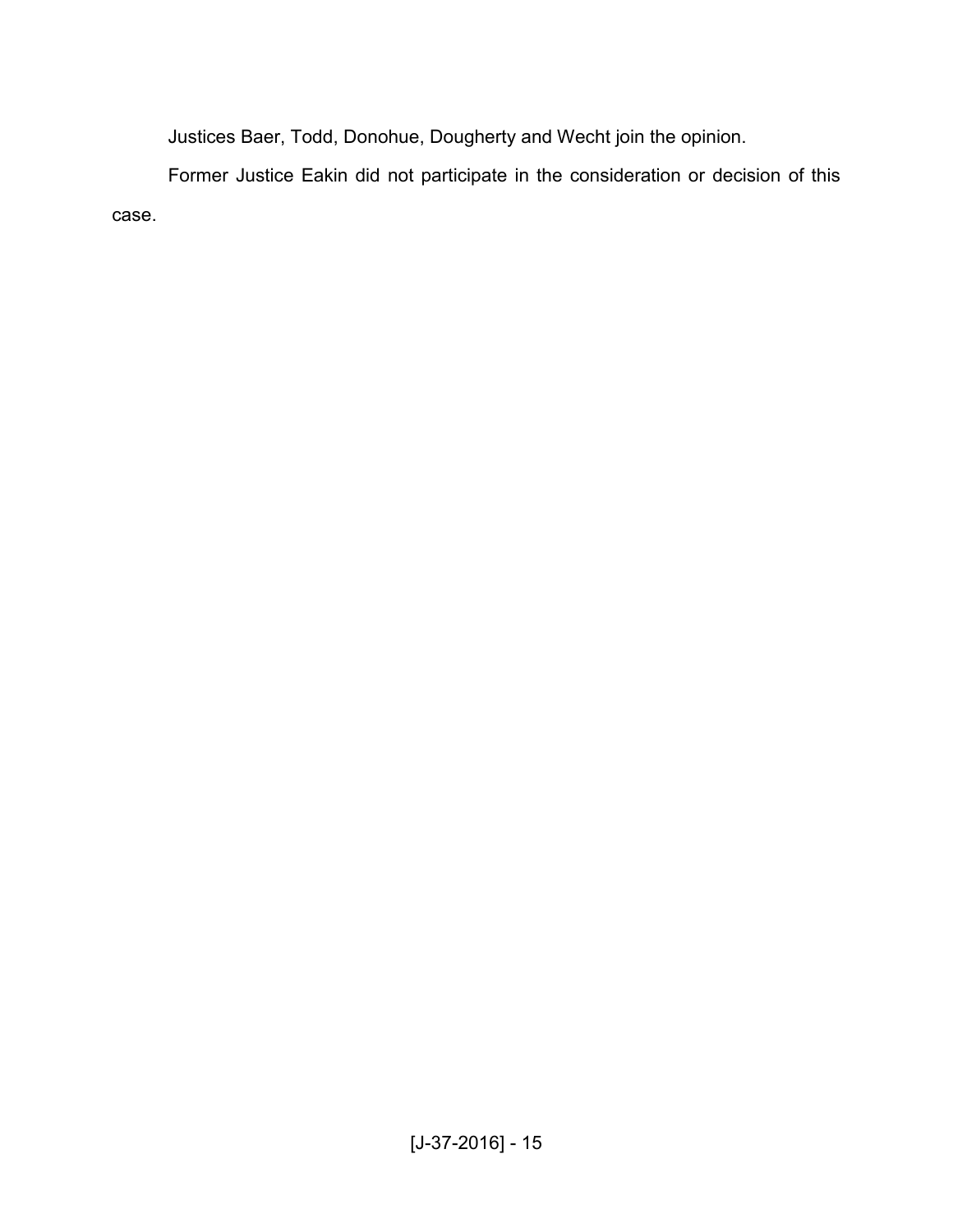Justices Baer, Todd, Donohue, Dougherty and Wecht join the opinion.

Former Justice Eakin did not participate in the consideration or decision of this case.